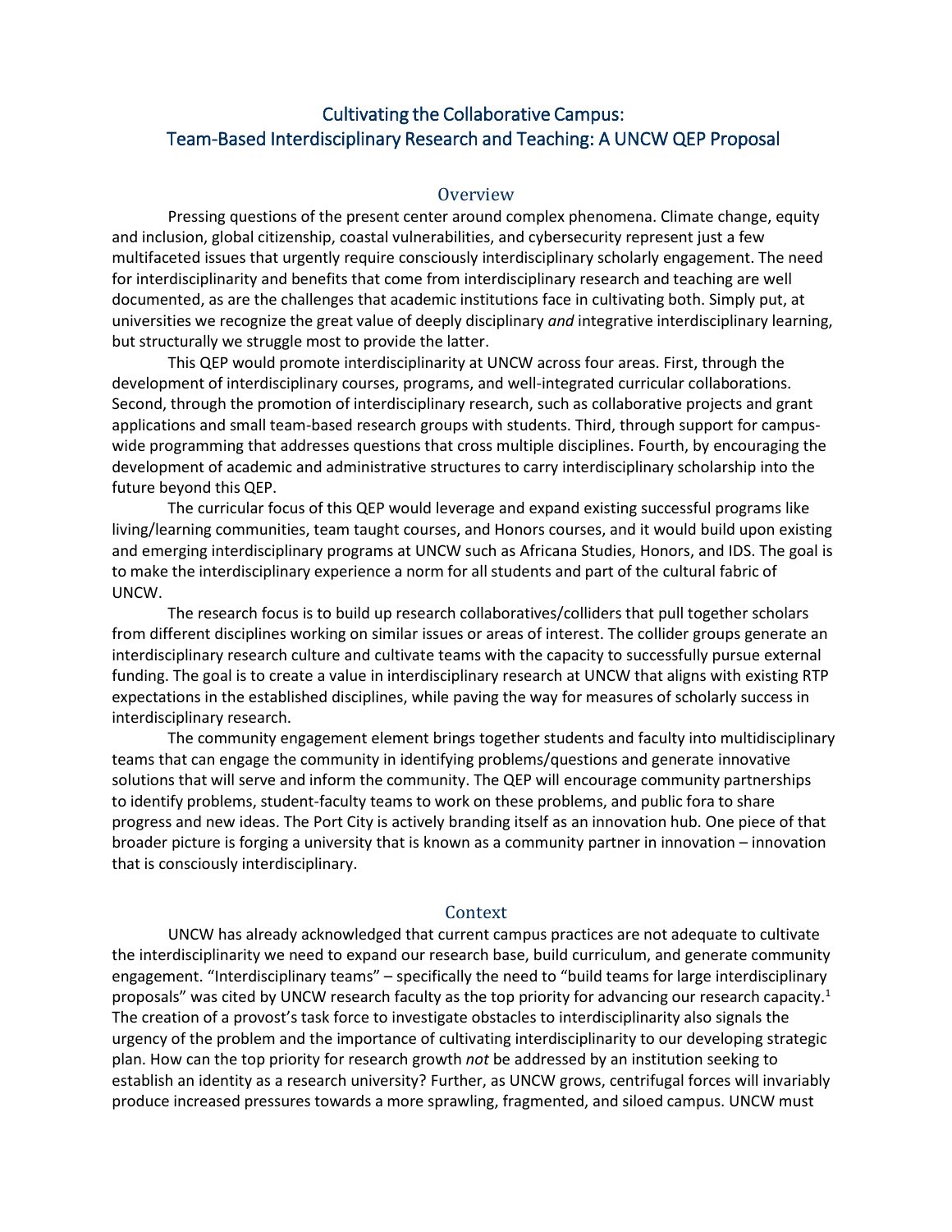# Cultivating the Collaborative Campus:
# Team-Based Interdisciplinary Research and Teaching: A UNCW QEP Proposal

## Overview

Pressing questions of the present center around complex phenomena. Climate change, equity and inclusion, global citizenship, coastal vulnerabilities, and cybersecurity represent just a few multifaceted issues that urgently require consciously interdisciplinary scholarly engagement. The need for interdisciplinarity and benefits that come from interdisciplinary research and teaching are well documented, as are the challenges that academic institutions face in cultivating both. Simply put, at universities we recognize the great value of deeply disciplinary *and* integrative interdisciplinary learning, but structurally we struggle most to provide the latter.

This QEP would promote interdisciplinarity at UNCW across four areas. First, through the development of interdisciplinary courses, programs, and well-integrated curricular collaborations. Second, through the promotion of interdisciplinary research, such as collaborative projects and grant applications and small team-based research groups with students. Third, through support for campus-wide programming that addresses questions that cross multiple disciplines. Fourth, by encouraging the development of academic and administrative structures to carry interdisciplinary scholarship into the future beyond this QEP.

The curricular focus of this QEP would leverage and expand existing successful programs like living/learning communities, team taught courses, and Honors courses, and it would build upon existing and emerging interdisciplinary programs at UNCW such as Africana Studies, Honors, and IDS. The goal is to make the interdisciplinary experience a norm for all students and part of the cultural fabric of UNCW.

The research focus is to build up research collaboratives/colliders that pull together scholars from different disciplines working on similar issues or areas of interest. The collider groups generate an interdisciplinary research culture and cultivate teams with the capacity to successfully pursue external funding. The goal is to create a value in interdisciplinary research at UNCW that aligns with existing RTP expectations in the established disciplines, while paving the way for measures of scholarly success in interdisciplinary research.

The community engagement element brings together students and faculty into multidisciplinary teams that can engage the community in identifying problems/questions and generate innovative solutions that will serve and inform the community. The QEP will encourage community partnerships to identify problems, student-faculty teams to work on these problems, and public fora to share progress and new ideas. The Port City is actively branding itself as an innovation hub. One piece of that broader picture is forging a university that is known as a community partner in innovation – innovation that is consciously interdisciplinary.

## Context

UNCW has already acknowledged that current campus practices are not adequate to cultivate the interdisciplinarity we need to expand our research base, build curriculum, and generate community engagement. "Interdisciplinary teams" – specifically the need to "build teams for large interdisciplinary proposals" was cited by UNCW research faculty as the top priority for advancing our research capacity.[1] The creation of a provost's task force to investigate obstacles to interdisciplinarity also signals the urgency of the problem and the importance of cultivating interdisciplinarity to our developing strategic plan. How can the top priority for research growth *not* be addressed by an institution seeking to establish an identity as a research university? Further, as UNCW grows, centrifugal forces will invariably produce increased pressures towards a more sprawling, fragmented, and siloed campus. UNCW must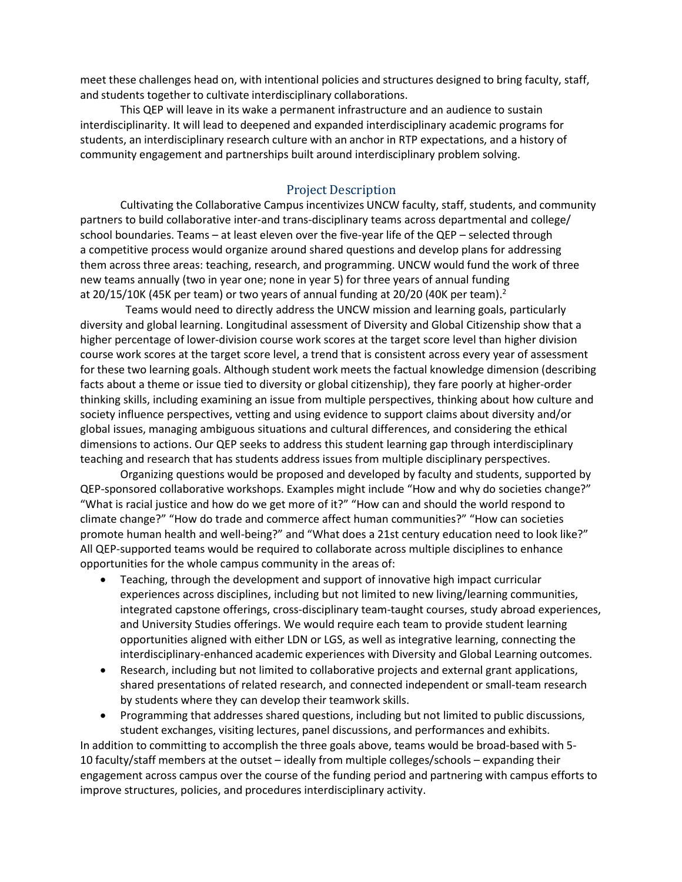meet these challenges head on, with intentional policies and structures designed to bring faculty, staff, and students together to cultivate interdisciplinary collaborations.

This QEP will leave in its wake a permanent infrastructure and an audience to sustain interdisciplinarity. It will lead to deepened and expanded interdisciplinary academic programs for students, an interdisciplinary research culture with an anchor in RTP expectations, and a history of community engagement and partnerships built around interdisciplinary problem solving.

## Project Description

Cultivating the Collaborative Campus incentivizes UNCW faculty, staff, students, and community partners to build collaborative inter-and trans-disciplinary teams across departmental and college/school boundaries. Teams – at least eleven over the five-year life of the QEP – selected through a competitive process would organize around shared questions and develop plans for addressing them across three areas: teaching, research, and programming. UNCW would fund the work of three new teams annually (two in year one; none in year 5) for three years of annual funding at 20/15/10K (45K per team) or two years of annual funding at 20/20 (40K per team).[2]

Teams would need to directly address the UNCW mission and learning goals, particularly diversity and global learning. Longitudinal assessment of Diversity and Global Citizenship show that a higher percentage of lower-division course work scores at the target score level than higher division course work scores at the target score level, a trend that is consistent across every year of assessment for these two learning goals. Although student work meets the factual knowledge dimension (describing facts about a theme or issue tied to diversity or global citizenship), they fare poorly at higher-order thinking skills, including examining an issue from multiple perspectives, thinking about how culture and society influence perspectives, vetting and using evidence to support claims about diversity and/or global issues, managing ambiguous situations and cultural differences, and considering the ethical dimensions to actions. Our QEP seeks to address this student learning gap through interdisciplinary teaching and research that has students address issues from multiple disciplinary perspectives.

Organizing questions would be proposed and developed by faculty and students, supported by QEP-sponsored collaborative workshops. Examples might include "How and why do societies change?" "What is racial justice and how do we get more of it?" "How can and should the world respond to climate change?" "How do trade and commerce affect human communities?" "How can societies promote human health and well-being?" and "What does a 21st century education need to look like?" All QEP-supported teams would be required to collaborate across multiple disciplines to enhance opportunities for the whole campus community in the areas of:

- Teaching, through the development and support of innovative high impact curricular experiences across disciplines, including but not limited to new living/learning communities, integrated capstone offerings, cross-disciplinary team-taught courses, study abroad experiences, and University Studies offerings. We would require each team to provide student learning opportunities aligned with either LDN or LGS, as well as integrative learning, connecting the interdisciplinary-enhanced academic experiences with Diversity and Global Learning outcomes.
- Research, including but not limited to collaborative projects and external grant applications, shared presentations of related research, and connected independent or small-team research by students where they can develop their teamwork skills.
- Programming that addresses shared questions, including but not limited to public discussions, student exchanges, visiting lectures, panel discussions, and performances and exhibits.

In addition to committing to accomplish the three goals above, teams would be broad-based with 5-10 faculty/staff members at the outset – ideally from multiple colleges/schools – expanding their engagement across campus over the course of the funding period and partnering with campus efforts to improve structures, policies, and procedures interdisciplinary activity.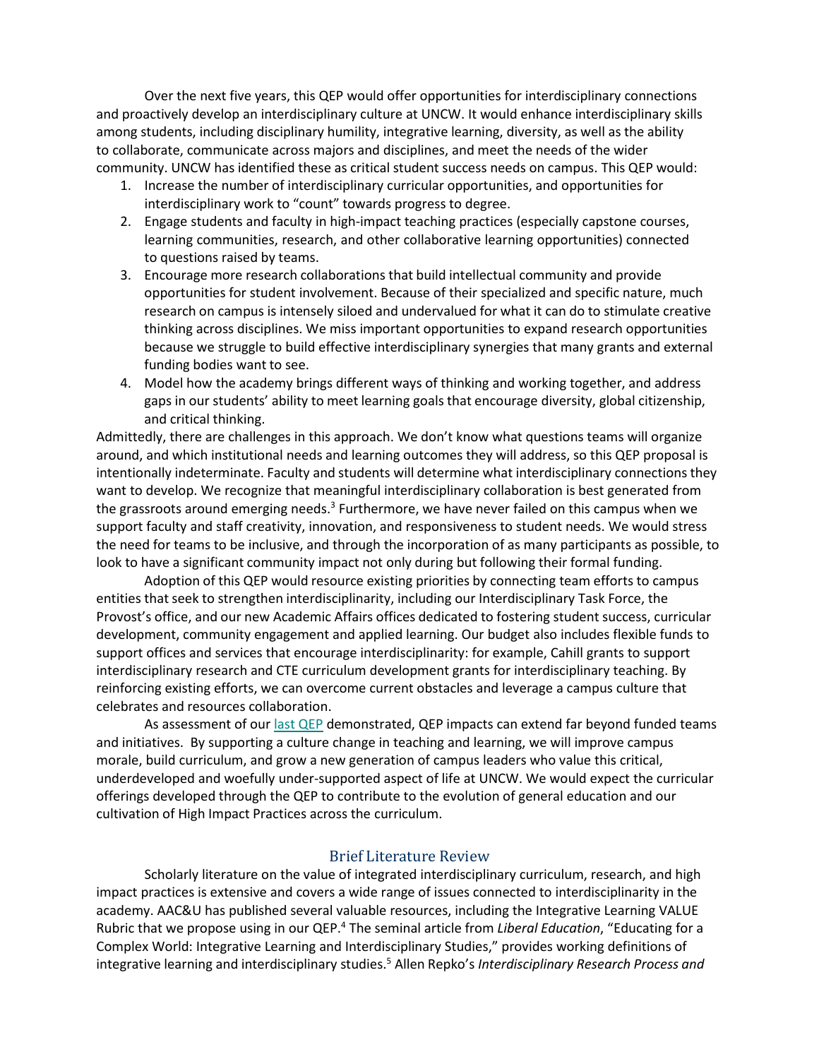Over the next five years, this QEP would offer opportunities for interdisciplinary connections and proactively develop an interdisciplinary culture at UNCW. It would enhance interdisciplinary skills among students, including disciplinary humility, integrative learning, diversity, as well as the ability to collaborate, communicate across majors and disciplines, and meet the needs of the wider community. UNCW has identified these as critical student success needs on campus. This QEP would:

1. Increase the number of interdisciplinary curricular opportunities, and opportunities for interdisciplinary work to "count" towards progress to degree.
2. Engage students and faculty in high-impact teaching practices (especially capstone courses, learning communities, research, and other collaborative learning opportunities) connected to questions raised by teams.
3. Encourage more research collaborations that build intellectual community and provide opportunities for student involvement. Because of their specialized and specific nature, much research on campus is intensely siloed and undervalued for what it can do to stimulate creative thinking across disciplines. We miss important opportunities to expand research opportunities because we struggle to build effective interdisciplinary synergies that many grants and external funding bodies want to see.
4. Model how the academy brings different ways of thinking and working together, and address gaps in our students' ability to meet learning goals that encourage diversity, global citizenship, and critical thinking.

Admittedly, there are challenges in this approach. We don't know what questions teams will organize around, and which institutional needs and learning outcomes they will address, so this QEP proposal is intentionally indeterminate. Faculty and students will determine what interdisciplinary connections they want to develop. We recognize that meaningful interdisciplinary collaboration is best generated from the grassroots around emerging needs.[3] Furthermore, we have never failed on this campus when we support faculty and staff creativity, innovation, and responsiveness to student needs. We would stress the need for teams to be inclusive, and through the incorporation of as many participants as possible, to look to have a significant community impact not only during but following their formal funding.

Adoption of this QEP would resource existing priorities by connecting team efforts to campus entities that seek to strengthen interdisciplinarity, including our Interdisciplinary Task Force, the Provost's office, and our new Academic Affairs offices dedicated to fostering student success, curricular development, community engagement and applied learning. Our budget also includes flexible funds to support offices and services that encourage interdisciplinarity: for example, Cahill grants to support interdisciplinary research and CTE curriculum development grants for interdisciplinary teaching. By reinforcing existing efforts, we can overcome current obstacles and leverage a campus culture that celebrates and resources collaboration.

As assessment of our last QEP demonstrated, QEP impacts can extend far beyond funded teams and initiatives. By supporting a culture change in teaching and learning, we will improve campus morale, build curriculum, and grow a new generation of campus leaders who value this critical, underdeveloped and woefully under-supported aspect of life at UNCW. We would expect the curricular offerings developed through the QEP to contribute to the evolution of general education and our cultivation of High Impact Practices across the curriculum.

## Brief Literature Review

Scholarly literature on the value of integrated interdisciplinary curriculum, research, and high impact practices is extensive and covers a wide range of issues connected to interdisciplinarity in the academy. AAC&U has published several valuable resources, including the Integrative Learning VALUE Rubric that we propose using in our QEP.[4] The seminal article from *Liberal Education*, "Educating for a Complex World: Integrative Learning and Interdisciplinary Studies," provides working definitions of integrative learning and interdisciplinary studies.[5] Allen Repko's *Interdisciplinary Research Process and*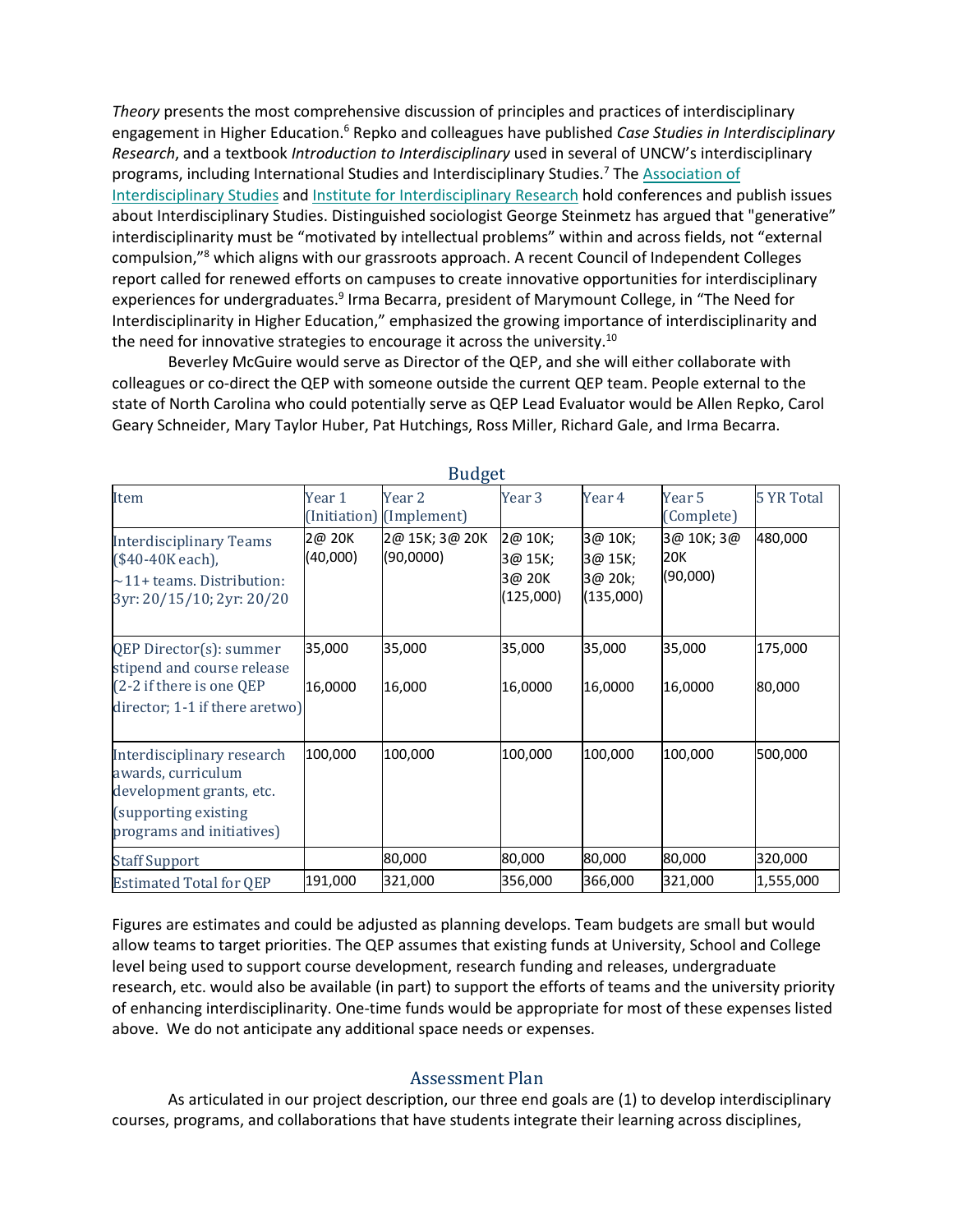*Theory* presents the most comprehensive discussion of principles and practices of interdisciplinary engagement in Higher Education.[6] Repko and colleagues have published *Case Studies in Interdisciplinary Research*, and a textbook *Introduction to Interdisciplinary* used in several of UNCW's interdisciplinary programs, including International Studies and Interdisciplinary Studies.[7] The Association of Interdisciplinary Studies and Institute for Interdisciplinary Research hold conferences and publish issues about Interdisciplinary Studies. Distinguished sociologist George Steinmetz has argued that "generative" interdisciplinarity must be "motivated by intellectual problems" within and across fields, not "external compulsion,"[8] which aligns with our grassroots approach. A recent Council of Independent Colleges report called for renewed efforts on campuses to create innovative opportunities for interdisciplinary experiences for undergraduates.[9] Irma Becarra, president of Marymount College, in "The Need for Interdisciplinarity in Higher Education," emphasized the growing importance of interdisciplinarity and the need for innovative strategies to encourage it across the university.[10]

Beverley McGuire would serve as Director of the QEP, and she will either collaborate with colleagues or co-direct the QEP with someone outside the current QEP team. People external to the state of North Carolina who could potentially serve as QEP Lead Evaluator would be Allen Repko, Carol Geary Schneider, Mary Taylor Huber, Pat Hutchings, Ross Miller, Richard Gale, and Irma Becarra.

## Budget

| Item | Year 1 (Initiation) | Year 2 (Implement) | Year 3 | Year 4 | Year 5 (Complete) | 5 YR Total |
|---|---|---|---|---|---|---|
| Interdisciplinary Teams ($40-40K each), ~11+ teams. Distribution: 3yr: 20/15/10; 2yr: 20/20 | 2@ 20K (40,000) | 2@ 15K; 3@ 20K (90,0000) | 2@ 10K; 3@ 15K; 3@ 20K (125,000) | 3@ 10K; 3@ 15K; 3@ 20k; (135,000) | 3@ 10K; 3@ 20K (90,000) | 480,000 |
| QEP Director(s): summer stipend and course release (2-2 if there is one QEP director; 1-1 if there aretwo) | 35,000<br>16,0000 | 35,000<br>16,000 | 35,000<br>16,0000 | 35,000<br>16,0000 | 35,000<br>16,0000 | 175,000<br>80,000 |
| Interdisciplinary research awards, curriculum development grants, etc. (supporting existing programs and initiatives) | 100,000 | 100,000 | 100,000 | 100,000 | 100,000 | 500,000 |
| Staff Support | | 80,000 | 80,000 | 80,000 | 80,000 | 320,000 |
| Estimated Total for QEP | 191,000 | 321,000 | 356,000 | 366,000 | 321,000 | 1,555,000 |

Figures are estimates and could be adjusted as planning develops. Team budgets are small but would allow teams to target priorities. The QEP assumes that existing funds at University, School and College level being used to support course development, research funding and releases, undergraduate research, etc. would also be available (in part) to support the efforts of teams and the university priority of enhancing interdisciplinarity. One-time funds would be appropriate for most of these expenses listed above. We do not anticipate any additional space needs or expenses.

## Assessment Plan

As articulated in our project description, our three end goals are (1) to develop interdisciplinary courses, programs, and collaborations that have students integrate their learning across disciplines,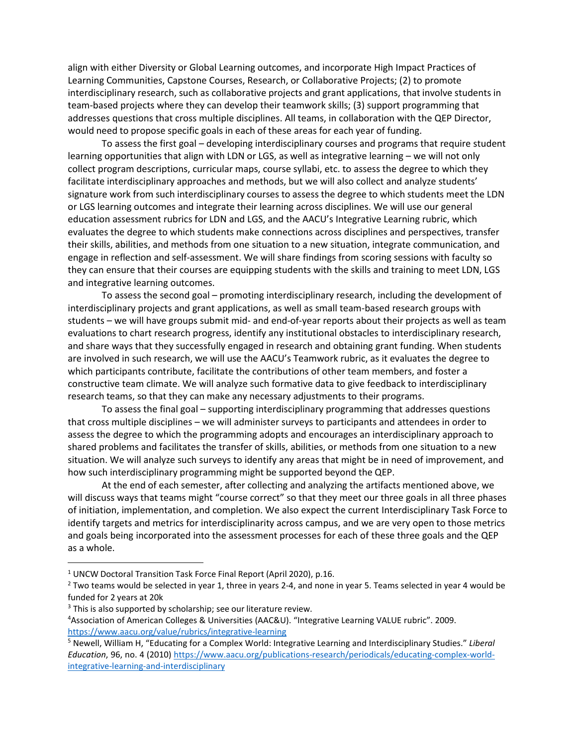align with either Diversity or Global Learning outcomes, and incorporate High Impact Practices of Learning Communities, Capstone Courses, Research, or Collaborative Projects; (2) to promote interdisciplinary research, such as collaborative projects and grant applications, that involve students in team-based projects where they can develop their teamwork skills; (3) support programming that addresses questions that cross multiple disciplines. All teams, in collaboration with the QEP Director, would need to propose specific goals in each of these areas for each year of funding.

To assess the first goal – developing interdisciplinary courses and programs that require student learning opportunities that align with LDN or LGS, as well as integrative learning – we will not only collect program descriptions, curricular maps, course syllabi, etc. to assess the degree to which they facilitate interdisciplinary approaches and methods, but we will also collect and analyze students' signature work from such interdisciplinary courses to assess the degree to which students meet the LDN or LGS learning outcomes and integrate their learning across disciplines. We will use our general education assessment rubrics for LDN and LGS, and the AACU's Integrative Learning rubric, which evaluates the degree to which students make connections across disciplines and perspectives, transfer their skills, abilities, and methods from one situation to a new situation, integrate communication, and engage in reflection and self-assessment. We will share findings from scoring sessions with faculty so they can ensure that their courses are equipping students with the skills and training to meet LDN, LGS and integrative learning outcomes.

To assess the second goal – promoting interdisciplinary research, including the development of interdisciplinary projects and grant applications, as well as small team-based research groups with students – we will have groups submit mid- and end-of-year reports about their projects as well as team evaluations to chart research progress, identify any institutional obstacles to interdisciplinary research, and share ways that they successfully engaged in research and obtaining grant funding. When students are involved in such research, we will use the AACU's Teamwork rubric, as it evaluates the degree to which participants contribute, facilitate the contributions of other team members, and foster a constructive team climate. We will analyze such formative data to give feedback to interdisciplinary research teams, so that they can make any necessary adjustments to their programs.

To assess the final goal – supporting interdisciplinary programming that addresses questions that cross multiple disciplines – we will administer surveys to participants and attendees in order to assess the degree to which the programming adopts and encourages an interdisciplinary approach to shared problems and facilitates the transfer of skills, abilities, or methods from one situation to a new situation. We will analyze such surveys to identify any areas that might be in need of improvement, and how such interdisciplinary programming might be supported beyond the QEP.

At the end of each semester, after collecting and analyzing the artifacts mentioned above, we will discuss ways that teams might "course correct" so that they meet our three goals in all three phases of initiation, implementation, and completion. We also expect the current Interdisciplinary Task Force to identify targets and metrics for interdisciplinarity across campus, and we are very open to those metrics and goals being incorporated into the assessment processes for each of these three goals and the QEP as a whole.

---

[1] UNCW Doctoral Transition Task Force Final Report (April 2020), p.16.

[2] Two teams would be selected in year 1, three in years 2-4, and none in year 5. Teams selected in year 4 would be funded for 2 years at 20k

[3] This is also supported by scholarship; see our literature review.

[4] Association of American Colleges & Universities (AAC&U). "Integrative Learning VALUE rubric". 2009. https://www.aacu.org/value/rubrics/integrative-learning

[5] Newell, William H, "Educating for a Complex World: Integrative Learning and Interdisciplinary Studies." *Liberal Education*, 96, no. 4 (2010) https://www.aacu.org/publications-research/periodicals/educating-complex-world-integrative-learning-and-interdisciplinary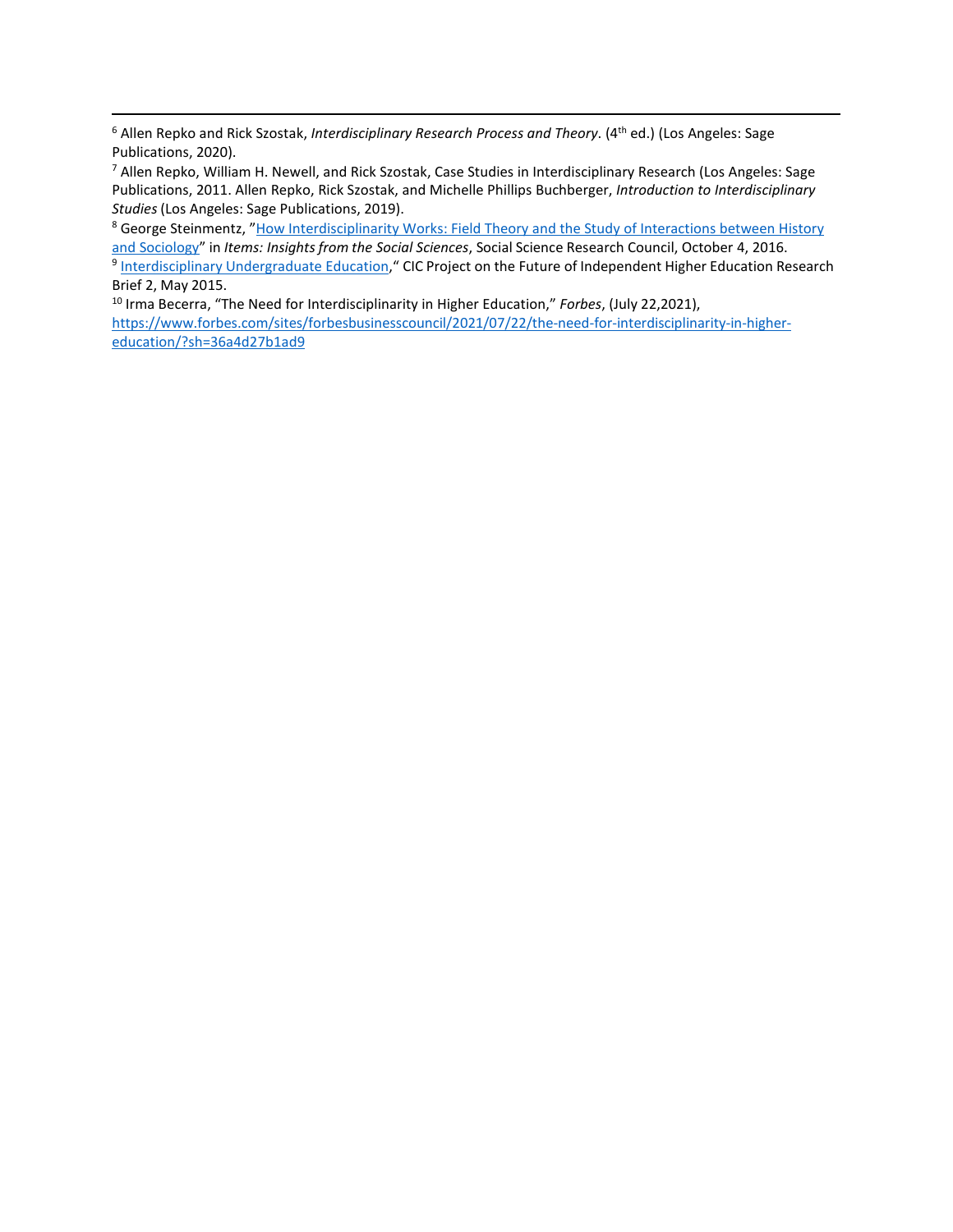[6] Allen Repko and Rick Szostak, *Interdisciplinary Research Process and Theory*. (4th ed.) (Los Angeles: Sage Publications, 2020).

[7] Allen Repko, William H. Newell, and Rick Szostak, Case Studies in Interdisciplinary Research (Los Angeles: Sage Publications, 2011. Allen Repko, Rick Szostak, and Michelle Phillips Buchberger, *Introduction to Interdisciplinary Studies* (Los Angeles: Sage Publications, 2019).

[8] George Steinmentz, "How Interdisciplinarity Works: Field Theory and the Study of Interactions between History and Sociology" in *Items: Insights from the Social Sciences*, Social Science Research Council, October 4, 2016.

[9] Interdisciplinary Undergraduate Education," CIC Project on the Future of Independent Higher Education Research Brief 2, May 2015.

[10] Irma Becerra, "The Need for Interdisciplinarity in Higher Education," *Forbes*, (July 22,2021), https://www.forbes.com/sites/forbesbusinesscouncil/2021/07/22/the-need-for-interdisciplinarity-in-higher-education/?sh=36a4d27b1ad9